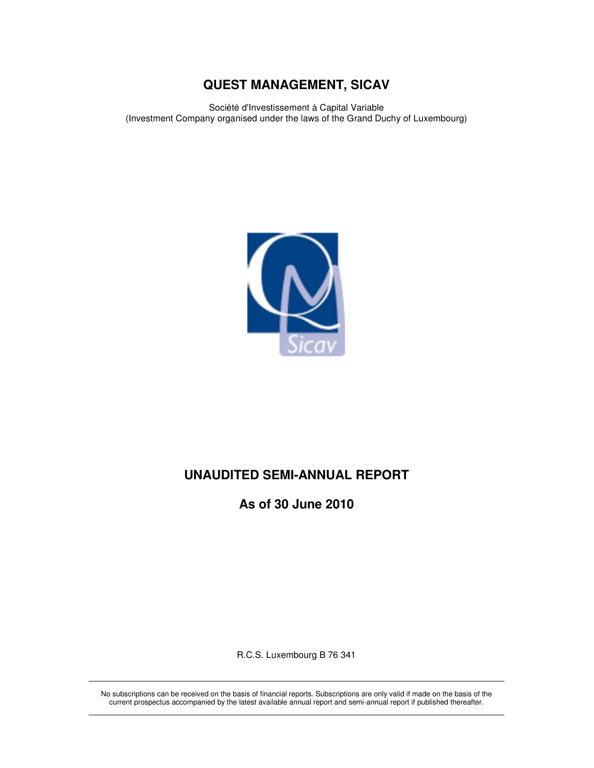# QUEST MANAGEMENT, SICAV

Société d'Investissement à Capital Variable
(Investment Company organised under the laws of the Grand Duchy of Luxembourg)

## UNAUDITED SEMI-ANNUAL REPORT

## As of 30 June 2010

R.C.S. Luxembourg B 76 341

---

No subscriptions can be received on the basis of financial reports. Subscriptions are only valid if made on the basis of the current prospectus accompanied by the latest available annual report and semi-annual report if published thereafter.

---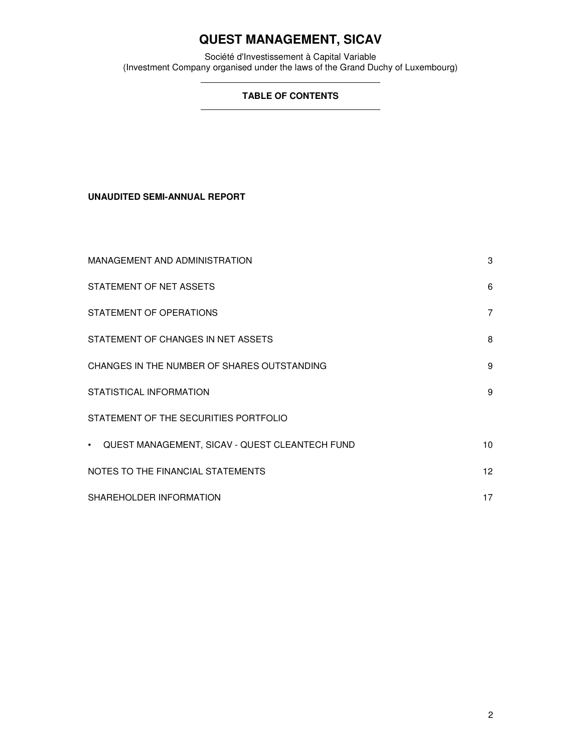# QUEST MANAGEMENT, SICAV

Société d'Investissement à Capital Variable
(Investment Company organised under the laws of the Grand Duchy of Luxembourg)

## TABLE OF CONTENTS

**UNAUDITED SEMI-ANNUAL REPORT**

| | |
|---|---|
| MANAGEMENT AND ADMINISTRATION | 3 |
| STATEMENT OF NET ASSETS | 6 |
| STATEMENT OF OPERATIONS | 7 |
| STATEMENT OF CHANGES IN NET ASSETS | 8 |
| CHANGES IN THE NUMBER OF SHARES OUTSTANDING | 9 |
| STATISTICAL INFORMATION | 9 |
| STATEMENT OF THE SECURITIES PORTFOLIO | |
| • QUEST MANAGEMENT, SICAV - QUEST CLEANTECH FUND | 10 |
| NOTES TO THE FINANCIAL STATEMENTS | 12 |
| SHAREHOLDER INFORMATION | 17 |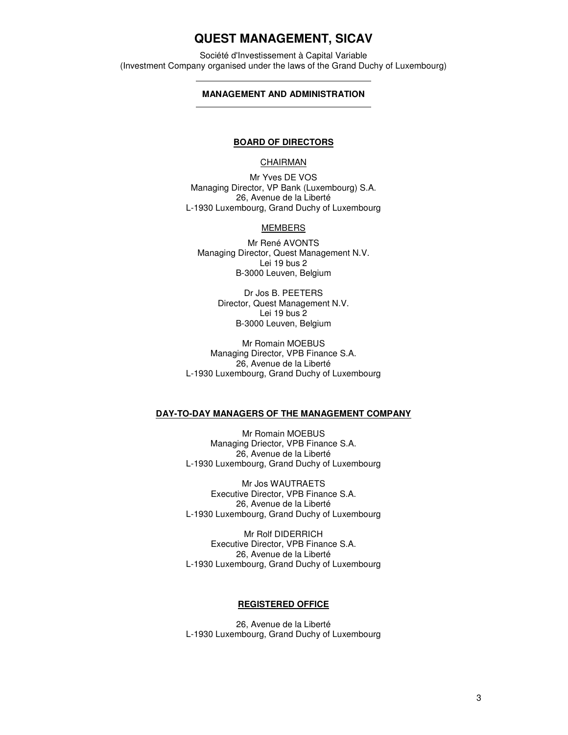# QUEST MANAGEMENT, SICAV

Société d'Investissement à Capital Variable
(Investment Company organised under the laws of the Grand Duchy of Luxembourg)

## MANAGEMENT AND ADMINISTRATION

### BOARD OF DIRECTORS

CHAIRMAN

Mr Yves DE VOS
Managing Director, VP Bank (Luxembourg) S.A.
26, Avenue de la Liberté
L-1930 Luxembourg, Grand Duchy of Luxembourg

MEMBERS

Mr René AVONTS
Managing Director, Quest Management N.V.
Lei 19 bus 2
B-3000 Leuven, Belgium

Dr Jos B. PEETERS
Director, Quest Management N.V.
Lei 19 bus 2
B-3000 Leuven, Belgium

Mr Romain MOEBUS
Managing Director, VPB Finance S.A.
26, Avenue de la Liberté
L-1930 Luxembourg, Grand Duchy of Luxembourg

### DAY-TO-DAY MANAGERS OF THE MANAGEMENT COMPANY

Mr Romain MOEBUS
Managing Driector, VPB Finance S.A.
26, Avenue de la Liberté
L-1930 Luxembourg, Grand Duchy of Luxembourg

Mr Jos WAUTRAETS
Executive Director, VPB Finance S.A.
26, Avenue de la Liberté
L-1930 Luxembourg, Grand Duchy of Luxembourg

Mr Rolf DIDERRICH
Executive Director, VPB Finance S.A.
26, Avenue de la Liberté
L-1930 Luxembourg, Grand Duchy of Luxembourg

### REGISTERED OFFICE

26, Avenue de la Liberté
L-1930 Luxembourg, Grand Duchy of Luxembourg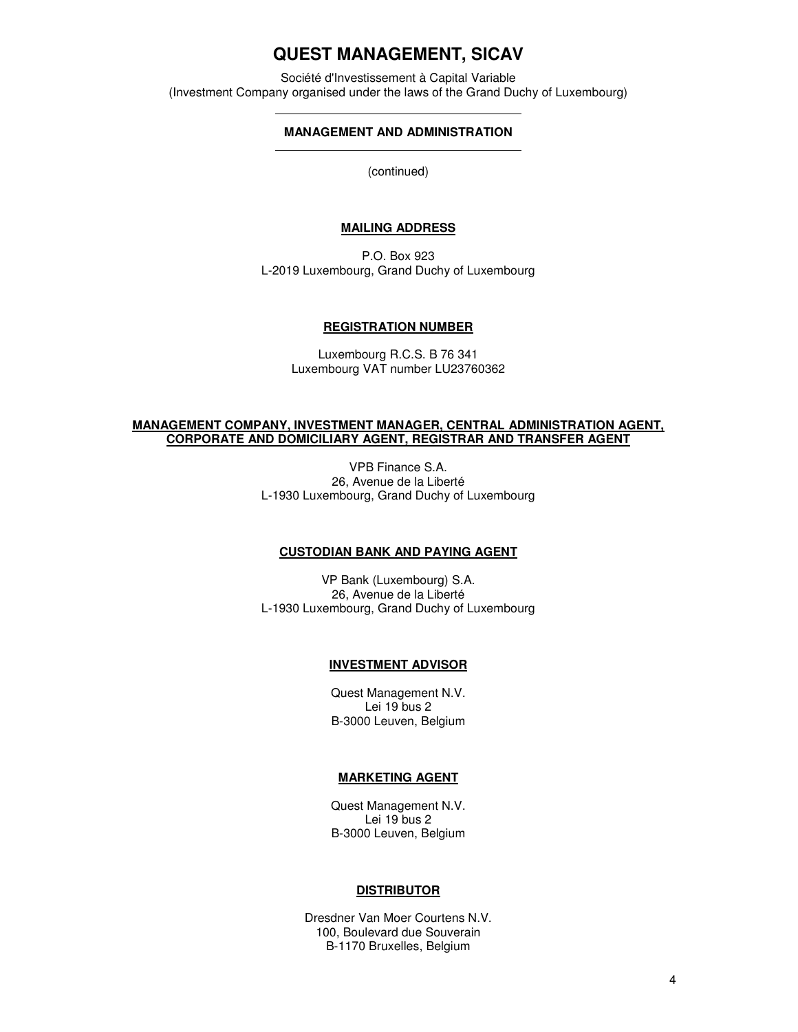# QUEST MANAGEMENT, SICAV

Société d'Investissement à Capital Variable
(Investment Company organised under the laws of the Grand Duchy of Luxembourg)

## MANAGEMENT AND ADMINISTRATION

(continued)

### MAILING ADDRESS

P.O. Box 923
L-2019 Luxembourg, Grand Duchy of Luxembourg

### REGISTRATION NUMBER

Luxembourg R.C.S. B 76 341
Luxembourg VAT number LU23760362

### MANAGEMENT COMPANY, INVESTMENT MANAGER, CENTRAL ADMINISTRATION AGENT, CORPORATE AND DOMICILIARY AGENT, REGISTRAR AND TRANSFER AGENT

VPB Finance S.A.
26, Avenue de la Liberté
L-1930 Luxembourg, Grand Duchy of Luxembourg

### CUSTODIAN BANK AND PAYING AGENT

VP Bank (Luxembourg) S.A.
26, Avenue de la Liberté
L-1930 Luxembourg, Grand Duchy of Luxembourg

### INVESTMENT ADVISOR

Quest Management N.V.
Lei 19 bus 2
B-3000 Leuven, Belgium

### MARKETING AGENT

Quest Management N.V.
Lei 19 bus 2
B-3000 Leuven, Belgium

### DISTRIBUTOR

Dresdner Van Moer Courtens N.V.
100, Boulevard due Souverain
B-1170 Bruxelles, Belgium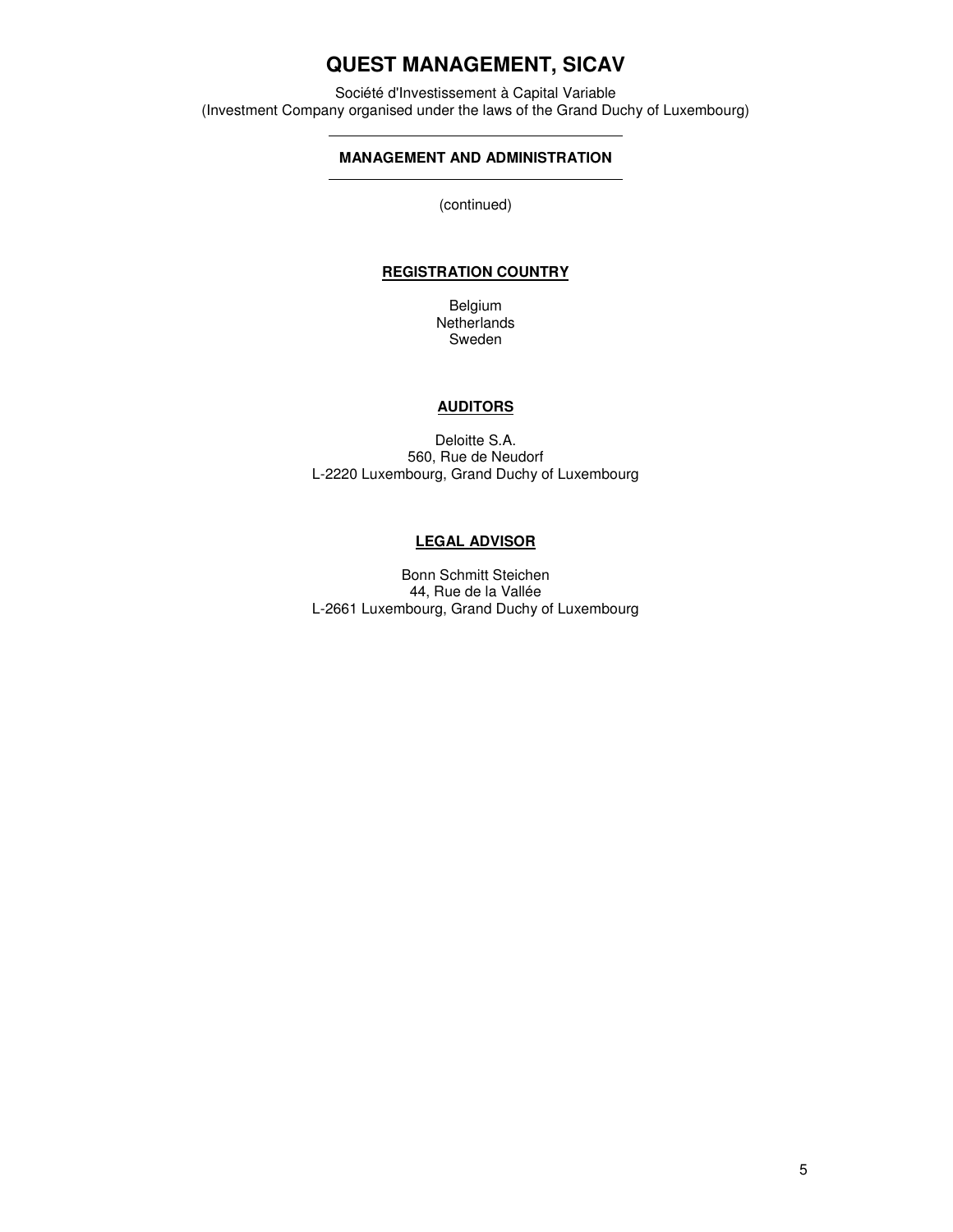# QUEST MANAGEMENT, SICAV

Société d'Investissement à Capital Variable
(Investment Company organised under the laws of the Grand Duchy of Luxembourg)

## MANAGEMENT AND ADMINISTRATION

(continued)

### REGISTRATION COUNTRY

Belgium
Netherlands
Sweden

### AUDITORS

Deloitte S.A.
560, Rue de Neudorf
L-2220 Luxembourg, Grand Duchy of Luxembourg

### LEGAL ADVISOR

Bonn Schmitt Steichen
44, Rue de la Vallée
L-2661 Luxembourg, Grand Duchy of Luxembourg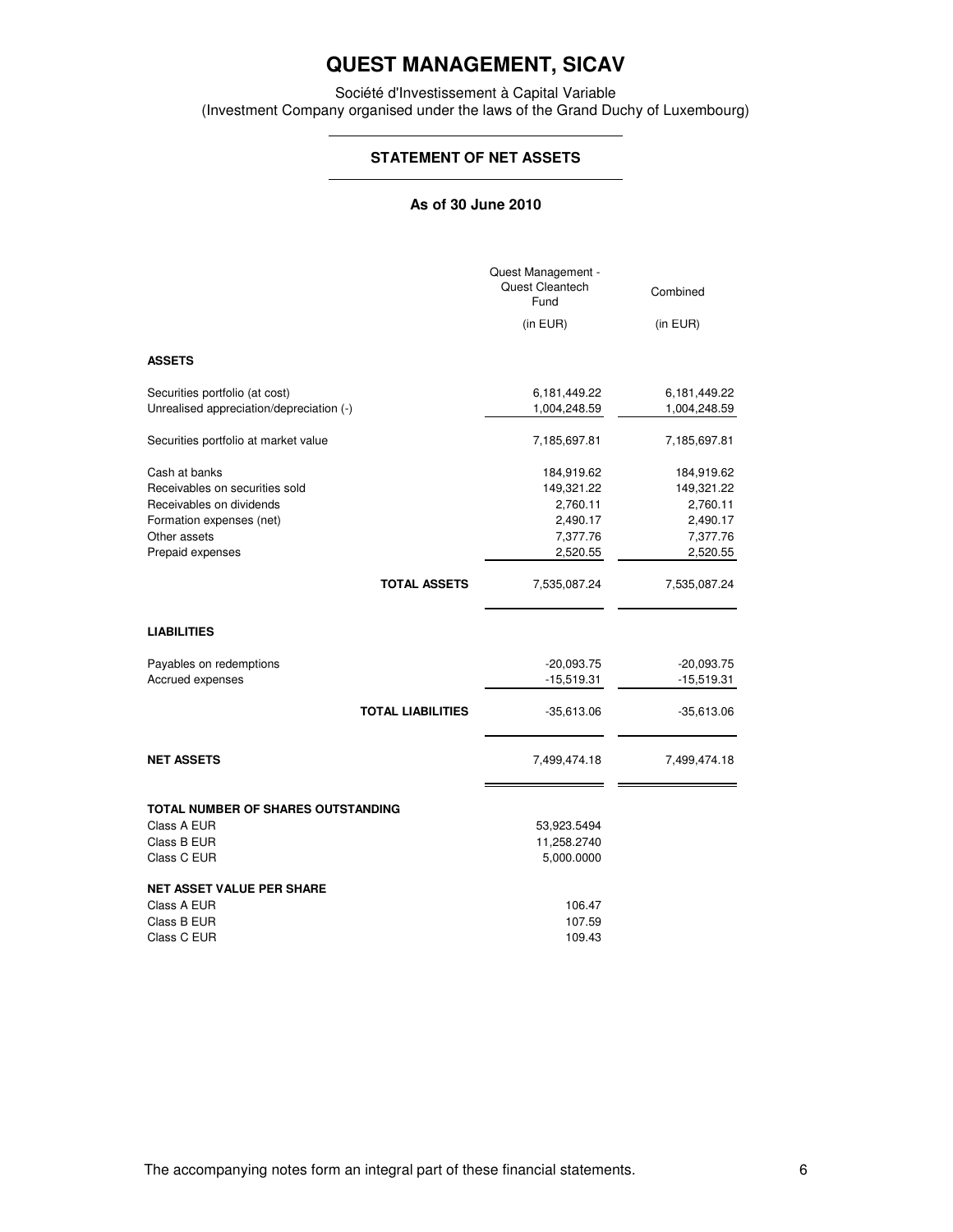# QUEST MANAGEMENT, SICAV

Société d'Investissement à Capital Variable
(Investment Company organised under the laws of the Grand Duchy of Luxembourg)

## STATEMENT OF NET ASSETS

**As of 30 June 2010**

| | Quest Management - Quest Cleantech Fund (in EUR) | Combined (in EUR) |
|---|---|---|
| **ASSETS** | | |
| Securities portfolio (at cost) | 6,181,449.22 | 6,181,449.22 |
| Unrealised appreciation/depreciation (-) | 1,004,248.59 | 1,004,248.59 |
| Securities portfolio at market value | 7,185,697.81 | 7,185,697.81 |
| Cash at banks | 184,919.62 | 184,919.62 |
| Receivables on securities sold | 149,321.22 | 149,321.22 |
| Receivables on dividends | 2,760.11 | 2,760.11 |
| Formation expenses (net) | 2,490.17 | 2,490.17 |
| Other assets | 7,377.76 | 7,377.76 |
| Prepaid expenses | 2,520.55 | 2,520.55 |
| **TOTAL ASSETS** | 7,535,087.24 | 7,535,087.24 |
| **LIABILITIES** | | |
| Payables on redemptions | -20,093.75 | -20,093.75 |
| Accrued expenses | -15,519.31 | -15,519.31 |
| **TOTAL LIABILITIES** | -35,613.06 | -35,613.06 |
| **NET ASSETS** | 7,499,474.18 | 7,499,474.18 |
| **TOTAL NUMBER OF SHARES OUTSTANDING** | | |
| Class A EUR | 53,923.5494 | |
| Class B EUR | 11,258.2740 | |
| Class C EUR | 5,000.0000 | |
| **NET ASSET VALUE PER SHARE** | | |
| Class A EUR | 106.47 | |
| Class B EUR | 107.59 | |
| Class C EUR | 109.43 | |

The accompanying notes form an integral part of these financial statements.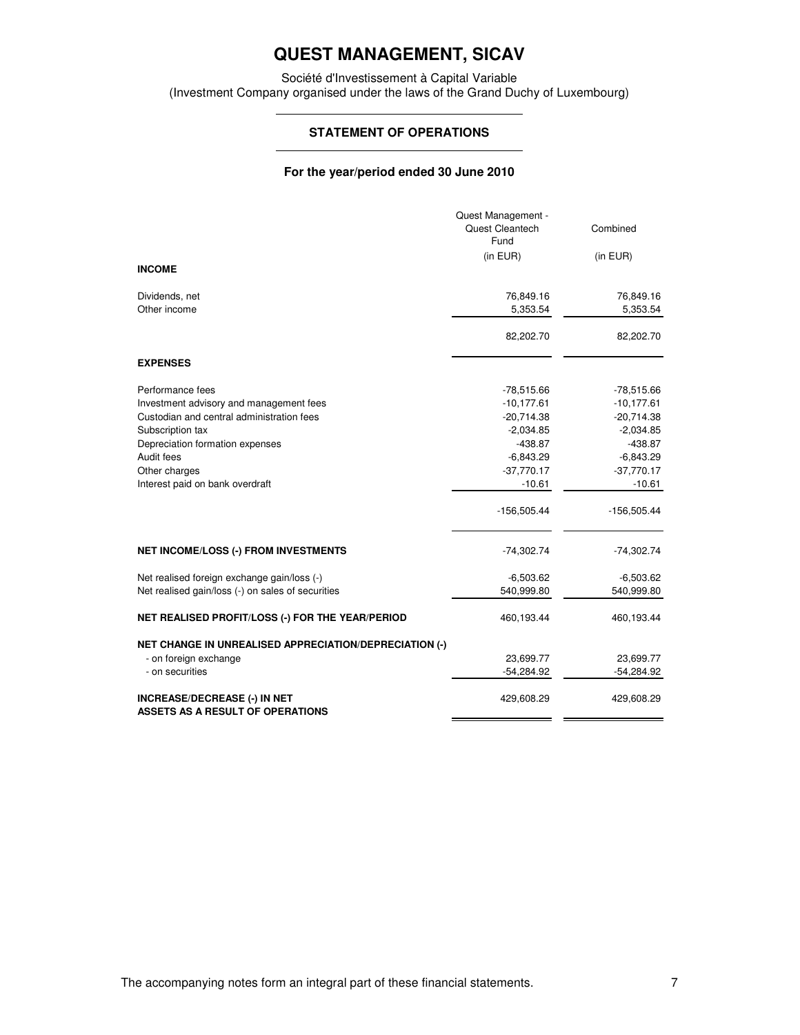# QUEST MANAGEMENT, SICAV

Société d'Investissement à Capital Variable
(Investment Company organised under the laws of the Grand Duchy of Luxembourg)

## STATEMENT OF OPERATIONS

### For the year/period ended 30 June 2010

| | Quest Management - Quest Cleantech Fund (in EUR) | Combined (in EUR) |
|---|---|---|
| **INCOME** | | |
| Dividends, net | 76,849.16 | 76,849.16 |
| Other income | 5,353.54 | 5,353.54 |
| | 82,202.70 | 82,202.70 |
| **EXPENSES** | | |
| Performance fees | -78,515.66 | -78,515.66 |
| Investment advisory and management fees | -10,177.61 | -10,177.61 |
| Custodian and central administration fees | -20,714.38 | -20,714.38 |
| Subscription tax | -2,034.85 | -2,034.85 |
| Depreciation formation expenses | -438.87 | -438.87 |
| Audit fees | -6,843.29 | -6,843.29 |
| Other charges | -37,770.17 | -37,770.17 |
| Interest paid on bank overdraft | -10.61 | -10.61 |
| | -156,505.44 | -156,505.44 |
| **NET INCOME/LOSS (-) FROM INVESTMENTS** | -74,302.74 | -74,302.74 |
| Net realised foreign exchange gain/loss (-) | -6,503.62 | -6,503.62 |
| Net realised gain/loss (-) on sales of securities | 540,999.80 | 540,999.80 |
| **NET REALISED PROFIT/LOSS (-) FOR THE YEAR/PERIOD** | 460,193.44 | 460,193.44 |
| **NET CHANGE IN UNREALISED APPRECIATION/DEPRECIATION (-)** | | |
| - on foreign exchange | 23,699.77 | 23,699.77 |
| - on securities | -54,284.92 | -54,284.92 |
| **INCREASE/DECREASE (-) IN NET ASSETS AS A RESULT OF OPERATIONS** | 429,608.29 | 429,608.29 |

The accompanying notes form an integral part of these financial statements.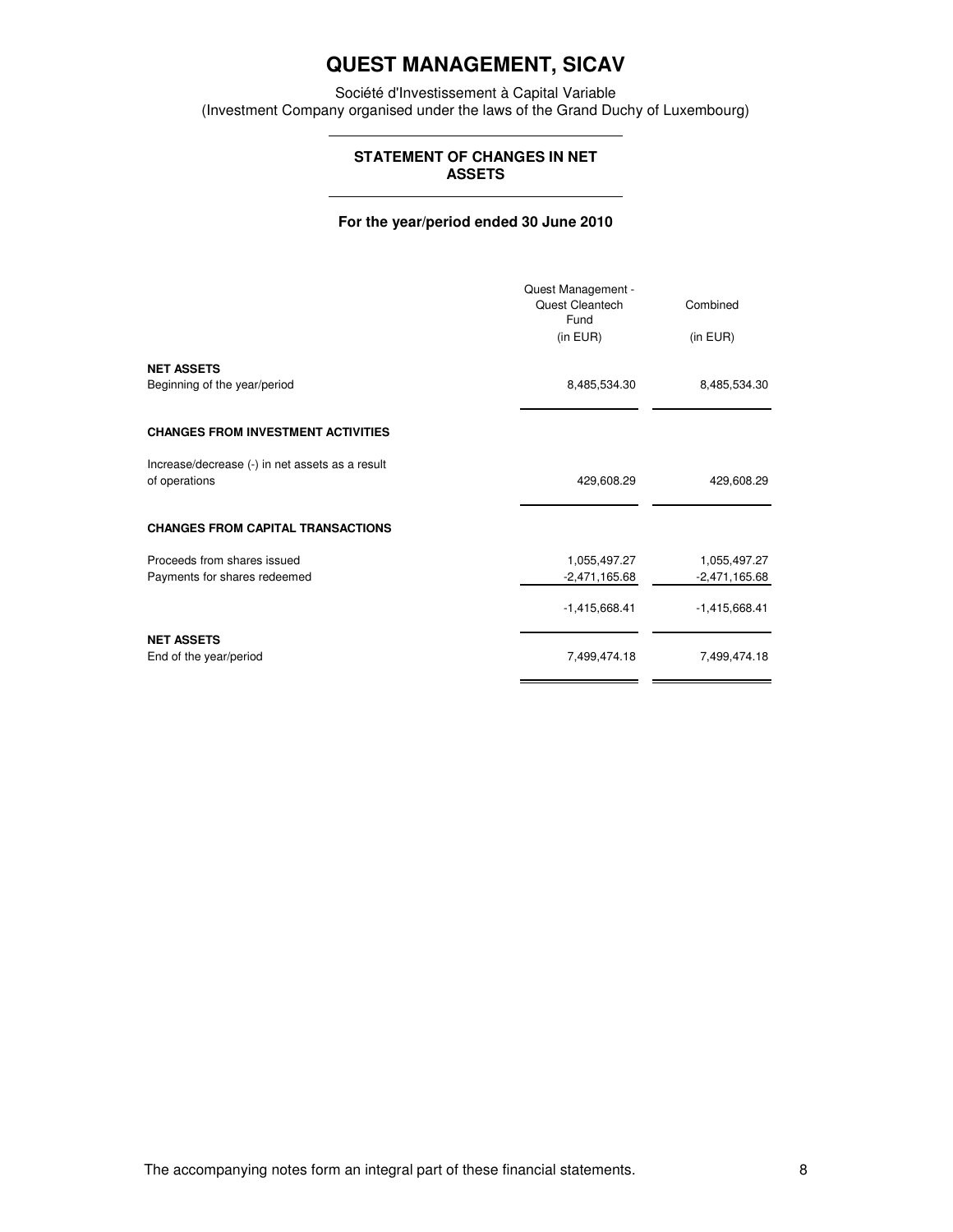# QUEST MANAGEMENT, SICAV

Société d'Investissement à Capital Variable
(Investment Company organised under the laws of the Grand Duchy of Luxembourg)

## STATEMENT OF CHANGES IN NET ASSETS

**For the year/period ended 30 June 2010**

| | Quest Management - Quest Cleantech Fund (in EUR) | Combined (in EUR) |
|---|---|---|
| **NET ASSETS** | | |
| Beginning of the year/period | 8,485,534.30 | 8,485,534.30 |
| **CHANGES FROM INVESTMENT ACTIVITIES** | | |
| Increase/decrease (-) in net assets as a result of operations | 429,608.29 | 429,608.29 |
| **CHANGES FROM CAPITAL TRANSACTIONS** | | |
| Proceeds from shares issued | 1,055,497.27 | 1,055,497.27 |
| Payments for shares redeemed | -2,471,165.68 | -2,471,165.68 |
| | -1,415,668.41 | -1,415,668.41 |
| **NET ASSETS** | | |
| End of the year/period | 7,499,474.18 | 7,499,474.18 |

The accompanying notes form an integral part of these financial statements.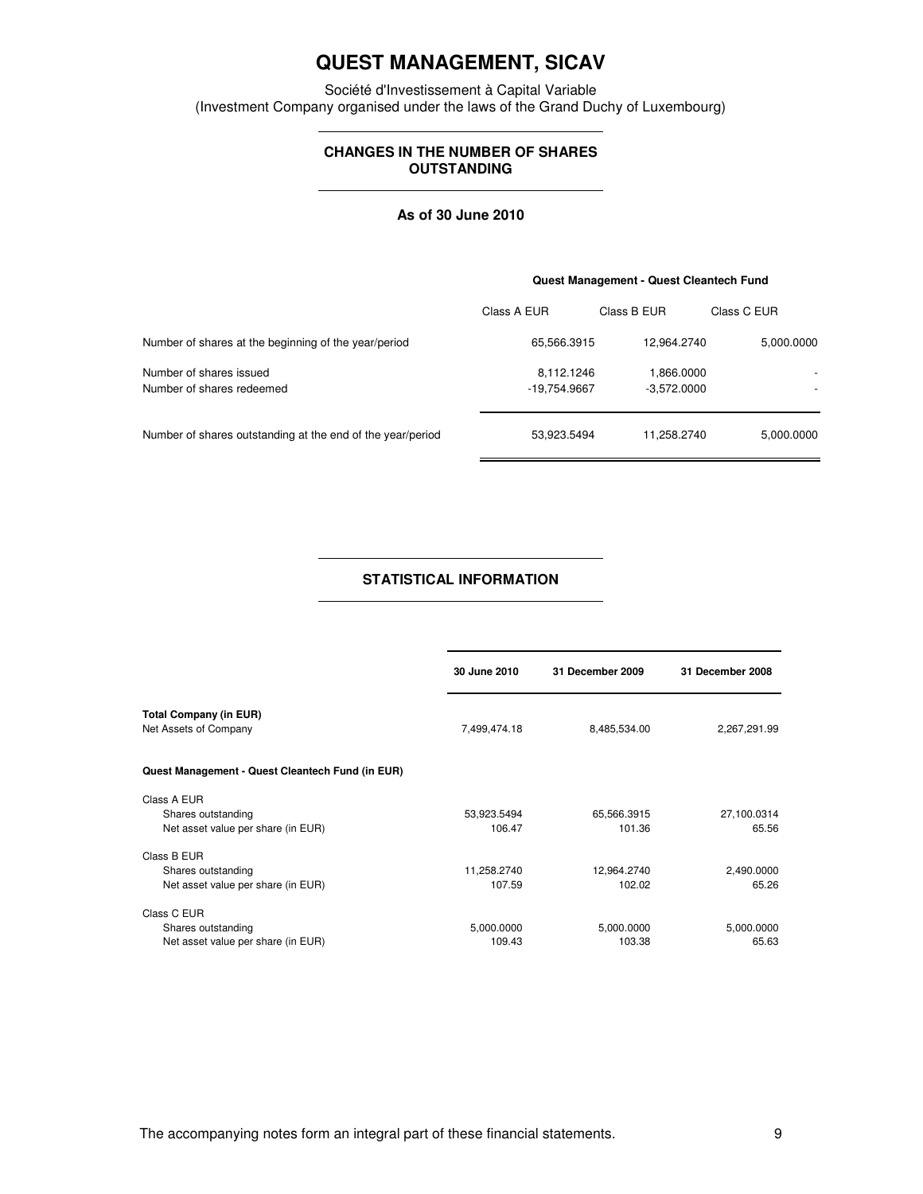# QUEST MANAGEMENT, SICAV

Société d'Investissement à Capital Variable
(Investment Company organised under the laws of the Grand Duchy of Luxembourg)

## CHANGES IN THE NUMBER OF SHARES OUTSTANDING

**As of 30 June 2010**

| | Quest Management - Quest Cleantech Fund | | |
|---|---|---|---|
| | Class A EUR | Class B EUR | Class C EUR |
| Number of shares at the beginning of the year/period | 65,566.3915 | 12,964.2740 | 5,000.0000 |
| Number of shares issued | 8,112.1246 | 1,866.0000 | - |
| Number of shares redeemed | -19,754.9667 | -3,572.0000 | - |
| Number of shares outstanding at the end of the year/period | 53,923.5494 | 11,258.2740 | 5,000.0000 |

## STATISTICAL INFORMATION

| | 30 June 2010 | 31 December 2009 | 31 December 2008 |
|---|---|---|---|
| **Total Company (in EUR)** | | | |
| Net Assets of Company | 7,499,474.18 | 8,485,534.00 | 2,267,291.99 |
| **Quest Management - Quest Cleantech Fund (in EUR)** | | | |
| Class A EUR | | | |
| Shares outstanding | 53,923.5494 | 65,566.3915 | 27,100.0314 |
| Net asset value per share (in EUR) | 106.47 | 101.36 | 65.56 |
| Class B EUR | | | |
| Shares outstanding | 11,258.2740 | 12,964.2740 | 2,490.0000 |
| Net asset value per share (in EUR) | 107.59 | 102.02 | 65.26 |
| Class C EUR | | | |
| Shares outstanding | 5,000.0000 | 5,000.0000 | 5,000.0000 |
| Net asset value per share (in EUR) | 109.43 | 103.38 | 65.63 |

The accompanying notes form an integral part of these financial statements.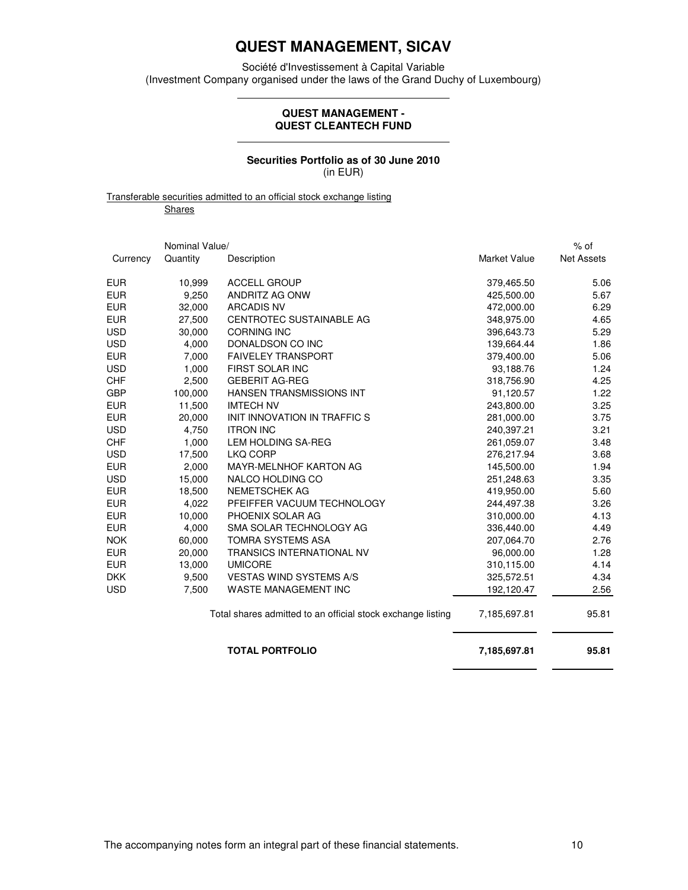# QUEST MANAGEMENT, SICAV

Société d'Investissement à Capital Variable
(Investment Company organised under the laws of the Grand Duchy of Luxembourg)

**QUEST MANAGEMENT -**
**QUEST CLEANTECH FUND**

**Securities Portfolio as of 30 June 2010**
(in EUR)

Transferable securities admitted to an official stock exchange listing

Shares

| Currency | Nominal Value/ Quantity | Description | Market Value | % of Net Assets |
|---|---|---|---|---|
| EUR | 10,999 | ACCELL GROUP | 379,465.50 | 5.06 |
| EUR | 9,250 | ANDRITZ AG ONW | 425,500.00 | 5.67 |
| EUR | 32,000 | ARCADIS NV | 472,000.00 | 6.29 |
| EUR | 27,500 | CENTROTEC SUSTAINABLE AG | 348,975.00 | 4.65 |
| USD | 30,000 | CORNING INC | 396,643.73 | 5.29 |
| USD | 4,000 | DONALDSON CO INC | 139,664.44 | 1.86 |
| EUR | 7,000 | FAIVELEY TRANSPORT | 379,400.00 | 5.06 |
| USD | 1,000 | FIRST SOLAR INC | 93,188.76 | 1.24 |
| CHF | 2,500 | GEBERIT AG-REG | 318,756.90 | 4.25 |
| GBP | 100,000 | HANSEN TRANSMISSIONS INT | 91,120.57 | 1.22 |
| EUR | 11,500 | IMTECH NV | 243,800.00 | 3.25 |
| EUR | 20,000 | INIT INNOVATION IN TRAFFIC S | 281,000.00 | 3.75 |
| USD | 4,750 | ITRON INC | 240,397.21 | 3.21 |
| CHF | 1,000 | LEM HOLDING SA-REG | 261,059.07 | 3.48 |
| USD | 17,500 | LKQ CORP | 276,217.94 | 3.68 |
| EUR | 2,000 | MAYR-MELNHOF KARTON AG | 145,500.00 | 1.94 |
| USD | 15,000 | NALCO HOLDING CO | 251,248.63 | 3.35 |
| EUR | 18,500 | NEMETSCHEK AG | 419,950.00 | 5.60 |
| EUR | 4,022 | PFEIFFER VACUUM TECHNOLOGY | 244,497.38 | 3.26 |
| EUR | 10,000 | PHOENIX SOLAR AG | 310,000.00 | 4.13 |
| EUR | 4,000 | SMA SOLAR TECHNOLOGY AG | 336,440.00 | 4.49 |
| NOK | 60,000 | TOMRA SYSTEMS ASA | 207,064.70 | 2.76 |
| EUR | 20,000 | TRANSICS INTERNATIONAL NV | 96,000.00 | 1.28 |
| EUR | 13,000 | UMICORE | 310,115.00 | 4.14 |
| DKK | 9,500 | VESTAS WIND SYSTEMS A/S | 325,572.51 | 4.34 |
| USD | 7,500 | WASTE MANAGEMENT INC | 192,120.47 | 2.56 |
| | | Total shares admitted to an official stock exchange listing | 7,185,697.81 | 95.81 |
| | | **TOTAL PORTFOLIO** | **7,185,697.81** | **95.81** |

The accompanying notes form an integral part of these financial statements.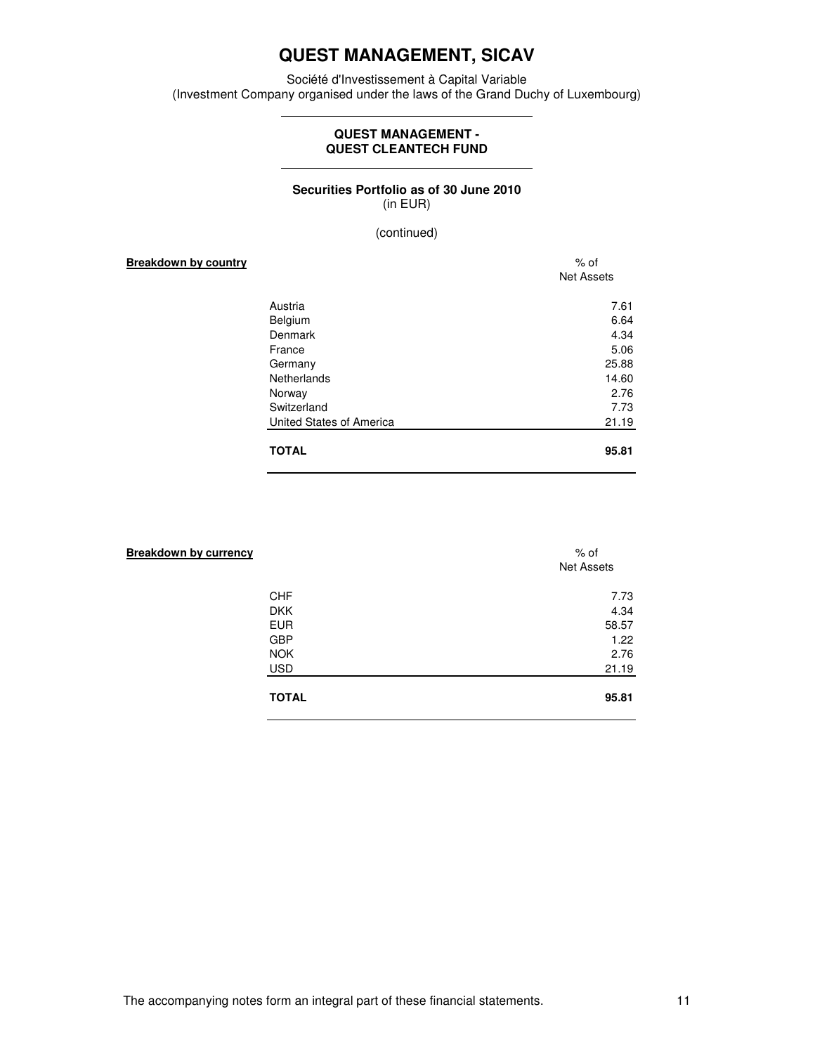# QUEST MANAGEMENT, SICAV

Société d'Investissement à Capital Variable
(Investment Company organised under the laws of the Grand Duchy of Luxembourg)

## QUEST MANAGEMENT -
## QUEST CLEANTECH FUND

### Securities Portfolio as of 30 June 2010
(in EUR)

(continued)

**Breakdown by country**

| | % of Net Assets |
|---|---|
| Austria | 7.61 |
| Belgium | 6.64 |
| Denmark | 4.34 |
| France | 5.06 |
| Germany | 25.88 |
| Netherlands | 14.60 |
| Norway | 2.76 |
| Switzerland | 7.73 |
| United States of America | 21.19 |
| **TOTAL** | **95.81** |

**Breakdown by currency**

| | % of Net Assets |
|---|---|
| CHF | 7.73 |
| DKK | 4.34 |
| EUR | 58.57 |
| GBP | 1.22 |
| NOK | 2.76 |
| USD | 21.19 |
| **TOTAL** | **95.81** |

The accompanying notes form an integral part of these financial statements.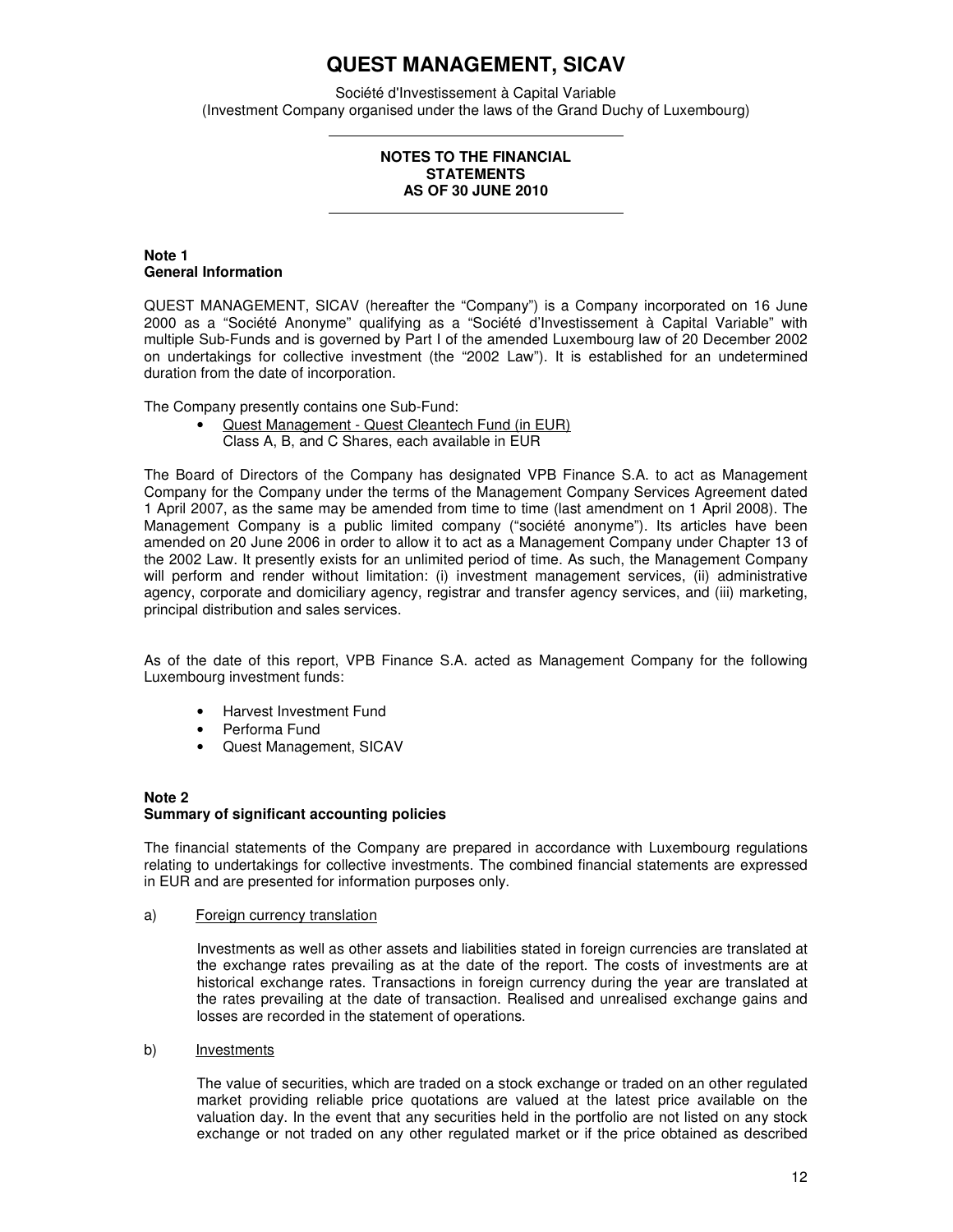# QUEST MANAGEMENT, SICAV

Société d'Investissement à Capital Variable
(Investment Company organised under the laws of the Grand Duchy of Luxembourg)

**NOTES TO THE FINANCIAL STATEMENTS AS OF 30 JUNE 2010**

**Note 1**
**General Information**

QUEST MANAGEMENT, SICAV (hereafter the "Company") is a Company incorporated on 16 June 2000 as a "Société Anonyme" qualifying as a "Société d'Investissement à Capital Variable" with multiple Sub-Funds and is governed by Part I of the amended Luxembourg law of 20 December 2002 on undertakings for collective investment (the "2002 Law"). It is established for an undetermined duration from the date of incorporation.

The Company presently contains one Sub-Fund:

- Quest Management - Quest Cleantech Fund (in EUR)
  Class A, B, and C Shares, each available in EUR

The Board of Directors of the Company has designated VPB Finance S.A. to act as Management Company for the Company under the terms of the Management Company Services Agreement dated 1 April 2007, as the same may be amended from time to time (last amendment on 1 April 2008). The Management Company is a public limited company ("société anonyme"). Its articles have been amended on 20 June 2006 in order to allow it to act as a Management Company under Chapter 13 of the 2002 Law. It presently exists for an unlimited period of time. As such, the Management Company will perform and render without limitation: (i) investment management services, (ii) administrative agency, corporate and domiciliary agency, registrar and transfer agency services, and (iii) marketing, principal distribution and sales services.

As of the date of this report, VPB Finance S.A. acted as Management Company for the following Luxembourg investment funds:

- Harvest Investment Fund
- Performa Fund
- Quest Management, SICAV

**Note 2**
**Summary of significant accounting policies**

The financial statements of the Company are prepared in accordance with Luxembourg regulations relating to undertakings for collective investments. The combined financial statements are expressed in EUR and are presented for information purposes only.

a) Foreign currency translation

Investments as well as other assets and liabilities stated in foreign currencies are translated at the exchange rates prevailing as at the date of the report. The costs of investments are at historical exchange rates. Transactions in foreign currency during the year are translated at the rates prevailing at the date of transaction. Realised and unrealised exchange gains and losses are recorded in the statement of operations.

b) Investments

The value of securities, which are traded on a stock exchange or traded on an other regulated market providing reliable price quotations are valued at the latest price available on the valuation day. In the event that any securities held in the portfolio are not listed on any stock exchange or not traded on any other regulated market or if the price obtained as described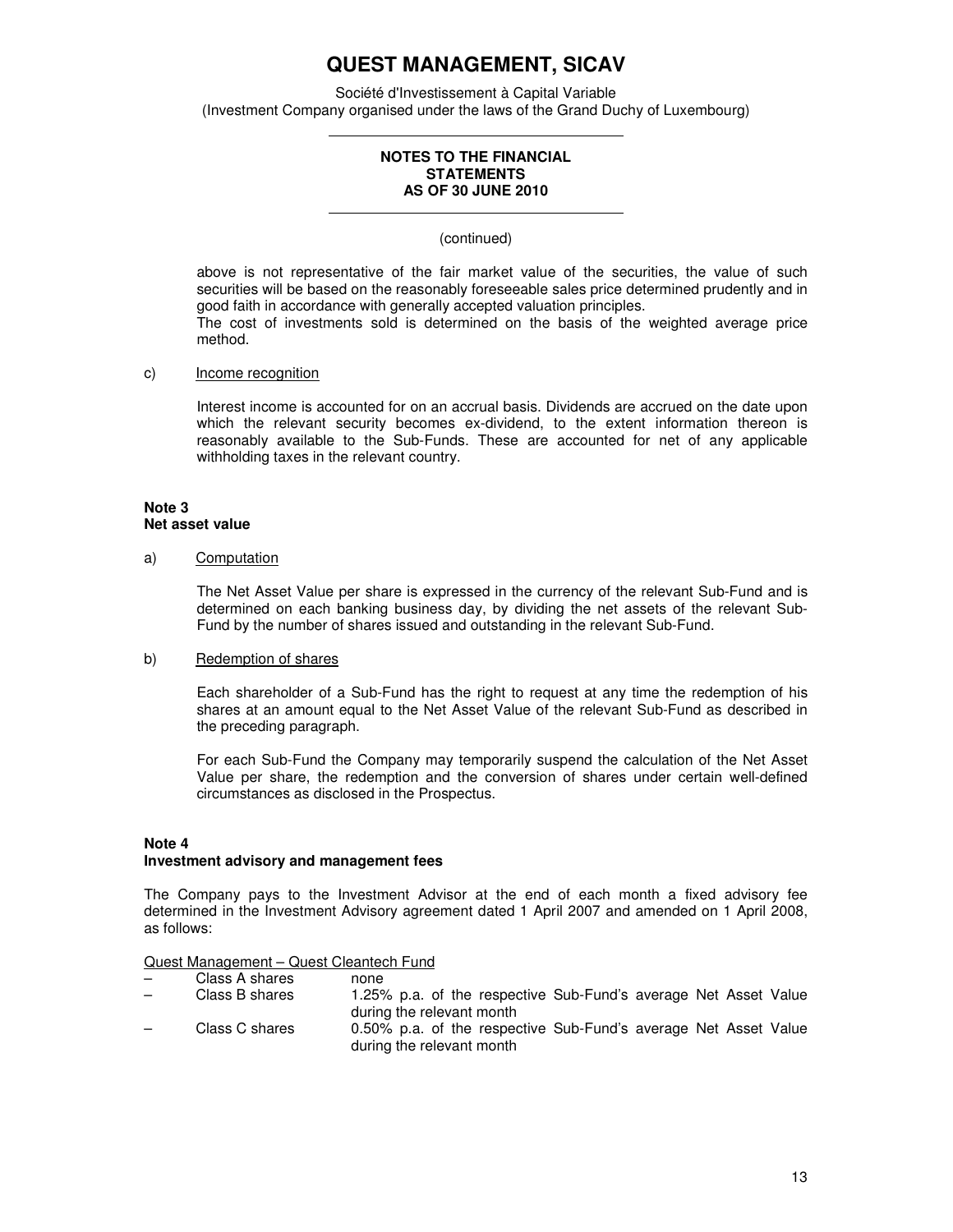(continued)

above is not representative of the fair market value of the securities, the value of such securities will be based on the reasonably foreseeable sales price determined prudently and in good faith in accordance with generally accepted valuation principles.
The cost of investments sold is determined on the basis of the weighted average price method.

c) Income recognition

Interest income is accounted for on an accrual basis. Dividends are accrued on the date upon which the relevant security becomes ex-dividend, to the extent information thereon is reasonably available to the Sub-Funds. These are accounted for net of any applicable withholding taxes in the relevant country.

**Note 3**
**Net asset value**

a) Computation

The Net Asset Value per share is expressed in the currency of the relevant Sub-Fund and is determined on each banking business day, by dividing the net assets of the relevant Sub-Fund by the number of shares issued and outstanding in the relevant Sub-Fund.

b) Redemption of shares

Each shareholder of a Sub-Fund has the right to request at any time the redemption of his shares at an amount equal to the Net Asset Value of the relevant Sub-Fund as described in the preceding paragraph.

For each Sub-Fund the Company may temporarily suspend the calculation of the Net Asset Value per share, the redemption and the conversion of shares under certain well-defined circumstances as disclosed in the Prospectus.

**Note 4**
**Investment advisory and management fees**

The Company pays to the Investment Advisor at the end of each month a fixed advisory fee determined in the Investment Advisory agreement dated 1 April 2007 and amended on 1 April 2008, as follows:

Quest Management – Quest Cleantech Fund

- Class A shares — none
- Class B shares — 1.25% p.a. of the respective Sub-Fund's average Net Asset Value during the relevant month
- Class C shares — 0.50% p.a. of the respective Sub-Fund's average Net Asset Value during the relevant month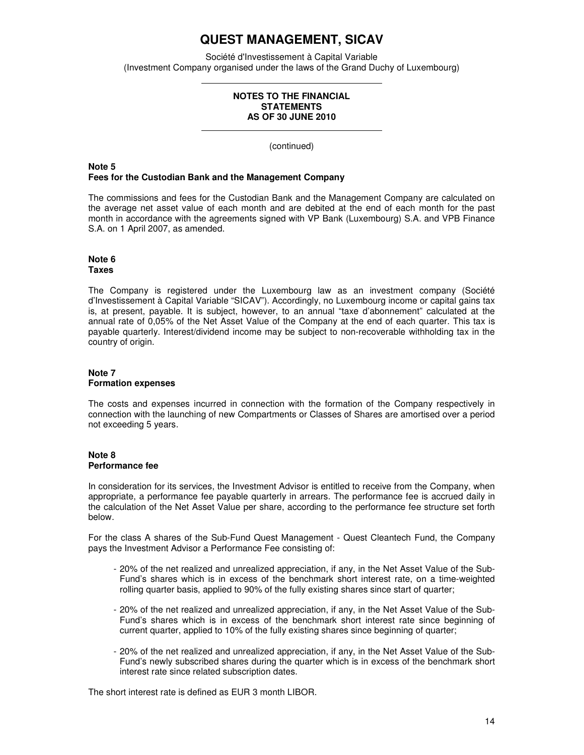# QUEST MANAGEMENT, SICAV

Société d'Investissement à Capital Variable
(Investment Company organised under the laws of the Grand Duchy of Luxembourg)

**NOTES TO THE FINANCIAL STATEMENTS AS OF 30 JUNE 2010**

(continued)

**Note 5**
**Fees for the Custodian Bank and the Management Company**

The commissions and fees for the Custodian Bank and the Management Company are calculated on the average net asset value of each month and are debited at the end of each month for the past month in accordance with the agreements signed with VP Bank (Luxembourg) S.A. and VPB Finance S.A. on 1 April 2007, as amended.

**Note 6**
**Taxes**

The Company is registered under the Luxembourg law as an investment company (Société d'Investissement à Capital Variable "SICAV"). Accordingly, no Luxembourg income or capital gains tax is, at present, payable. It is subject, however, to an annual "taxe d'abonnement" calculated at the annual rate of 0,05% of the Net Asset Value of the Company at the end of each quarter. This tax is payable quarterly. Interest/dividend income may be subject to non-recoverable withholding tax in the country of origin.

**Note 7**
**Formation expenses**

The costs and expenses incurred in connection with the formation of the Company respectively in connection with the launching of new Compartments or Classes of Shares are amortised over a period not exceeding 5 years.

**Note 8**
**Performance fee**

In consideration for its services, the Investment Advisor is entitled to receive from the Company, when appropriate, a performance fee payable quarterly in arrears. The performance fee is accrued daily in the calculation of the Net Asset Value per share, according to the performance fee structure set forth below.

For the class A shares of the Sub-Fund Quest Management - Quest Cleantech Fund, the Company pays the Investment Advisor a Performance Fee consisting of:

- 20% of the net realized and unrealized appreciation, if any, in the Net Asset Value of the Sub-Fund's shares which is in excess of the benchmark short interest rate, on a time-weighted rolling quarter basis, applied to 90% of the fully existing shares since start of quarter;
- 20% of the net realized and unrealized appreciation, if any, in the Net Asset Value of the Sub-Fund's shares which is in excess of the benchmark short interest rate since beginning of current quarter, applied to 10% of the fully existing shares since beginning of quarter;
- 20% of the net realized and unrealized appreciation, if any, in the Net Asset Value of the Sub-Fund's newly subscribed shares during the quarter which is in excess of the benchmark short interest rate since related subscription dates.

The short interest rate is defined as EUR 3 month LIBOR.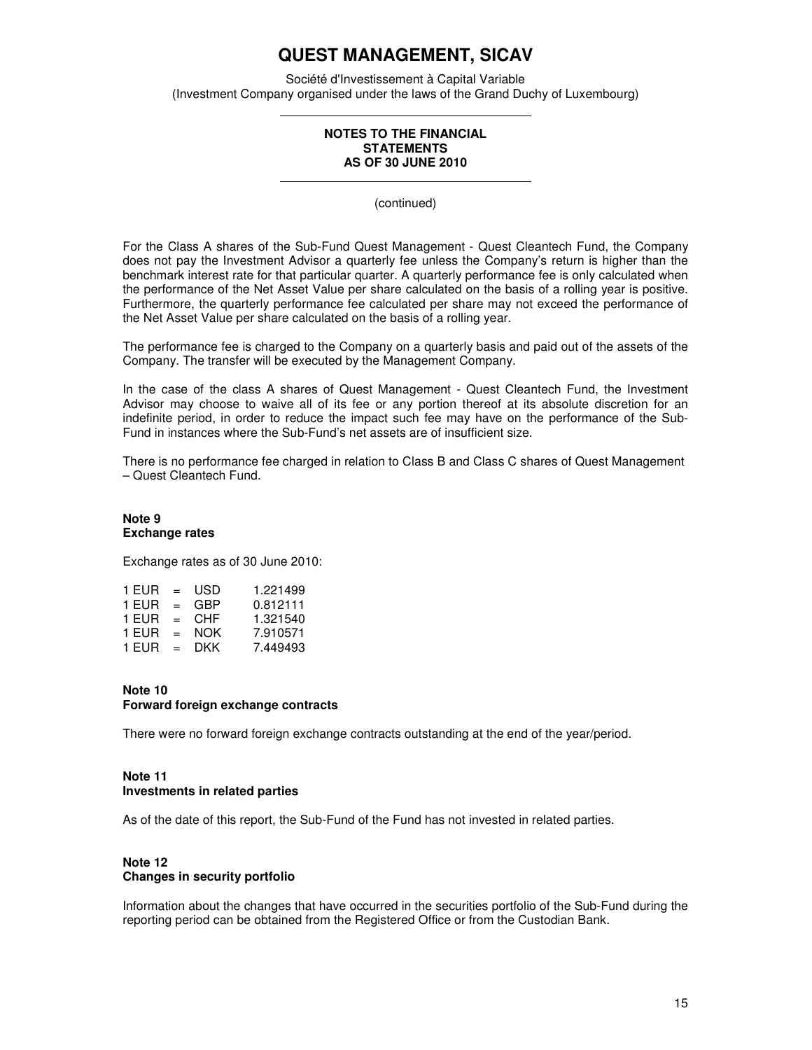For the Class A shares of the Sub-Fund Quest Management - Quest Cleantech Fund, the Company does not pay the Investment Advisor a quarterly fee unless the Company's return is higher than the benchmark interest rate for that particular quarter. A quarterly performance fee is only calculated when the performance of the Net Asset Value per share calculated on the basis of a rolling year is positive. Furthermore, the quarterly performance fee calculated per share may not exceed the performance of the Net Asset Value per share calculated on the basis of a rolling year.

The performance fee is charged to the Company on a quarterly basis and paid out of the assets of the Company. The transfer will be executed by the Management Company.

In the case of the class A shares of Quest Management - Quest Cleantech Fund, the Investment Advisor may choose to waive all of its fee or any portion thereof at its absolute discretion for an indefinite period, in order to reduce the impact such fee may have on the performance of the Sub-Fund in instances where the Sub-Fund's net assets are of insufficient size.

There is no performance fee charged in relation to Class B and Class C shares of Quest Management – Quest Cleantech Fund.

**Note 9**
**Exchange rates**

Exchange rates as of 30 June 2010:

| | | | |
|---|---|---|---|
| 1 EUR | = | USD | 1.221499 |
| 1 EUR | = | GBP | 0.812111 |
| 1 EUR | = | CHF | 1.321540 |
| 1 EUR | = | NOK | 7.910571 |
| 1 EUR | = | DKK | 7.449493 |

**Note 10**
**Forward foreign exchange contracts**

There were no forward foreign exchange contracts outstanding at the end of the year/period.

**Note 11**
**Investments in related parties**

As of the date of this report, the Sub-Fund of the Fund has not invested in related parties.

**Note 12**
**Changes in security portfolio**

Information about the changes that have occurred in the securities portfolio of the Sub-Fund during the reporting period can be obtained from the Registered Office or from the Custodian Bank.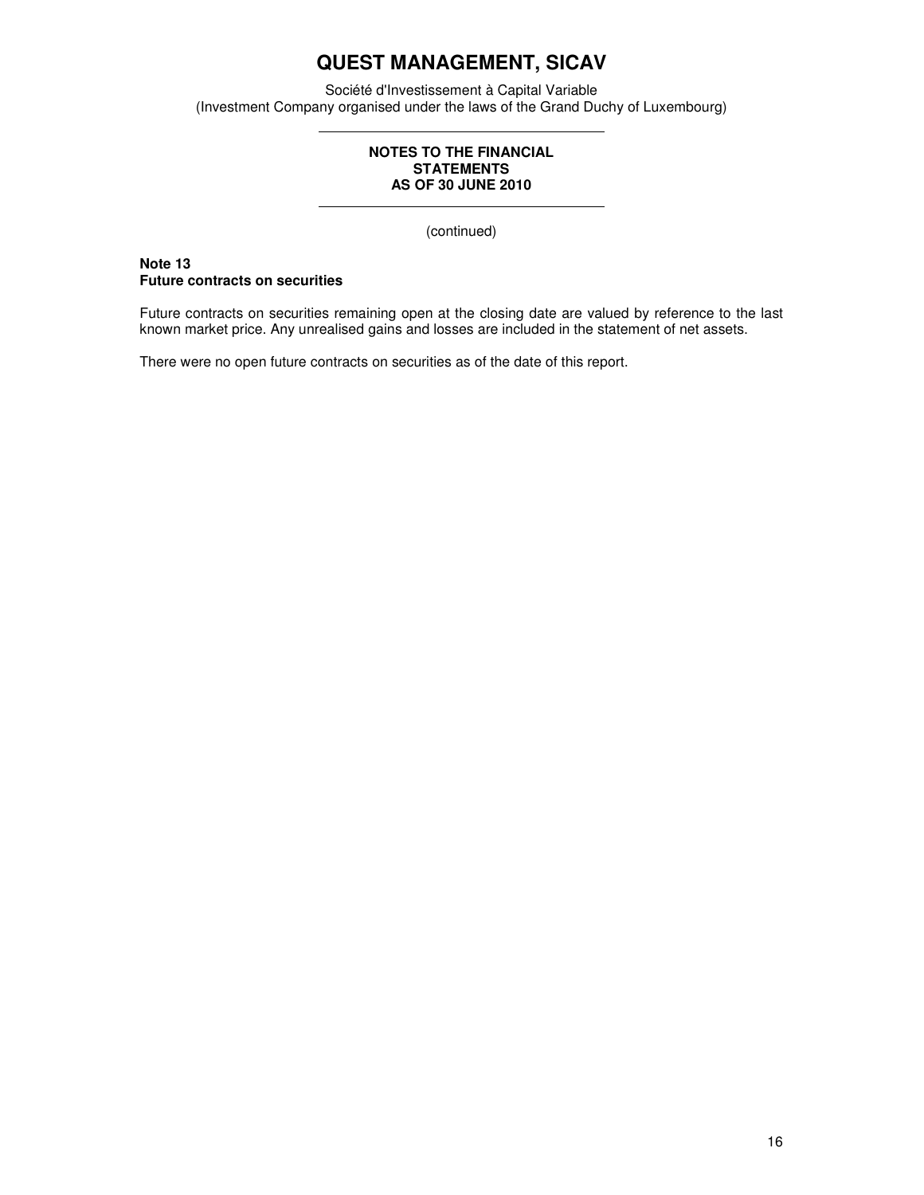# QUEST MANAGEMENT, SICAV

Société d'Investissement à Capital Variable
(Investment Company organised under the laws of the Grand Duchy of Luxembourg)

**NOTES TO THE FINANCIAL STATEMENTS AS OF 30 JUNE 2010**

(continued)

**Note 13**
**Future contracts on securities**

Future contracts on securities remaining open at the closing date are valued by reference to the last known market price. Any unrealised gains and losses are included in the statement of net assets.

There were no open future contracts on securities as of the date of this report.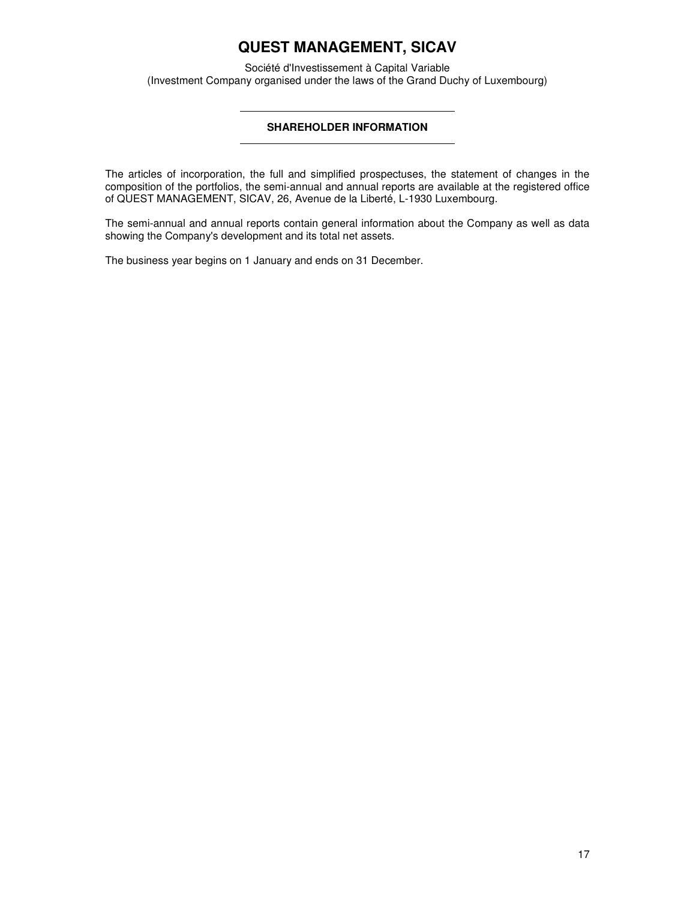# QUEST MANAGEMENT, SICAV

Société d'Investissement à Capital Variable
(Investment Company organised under the laws of the Grand Duchy of Luxembourg)

## SHAREHOLDER INFORMATION

The articles of incorporation, the full and simplified prospectuses, the statement of changes in the composition of the portfolios, the semi-annual and annual reports are available at the registered office of QUEST MANAGEMENT, SICAV, 26, Avenue de la Liberté, L-1930 Luxembourg.

The semi-annual and annual reports contain general information about the Company as well as data showing the Company's development and its total net assets.

The business year begins on 1 January and ends on 31 December.